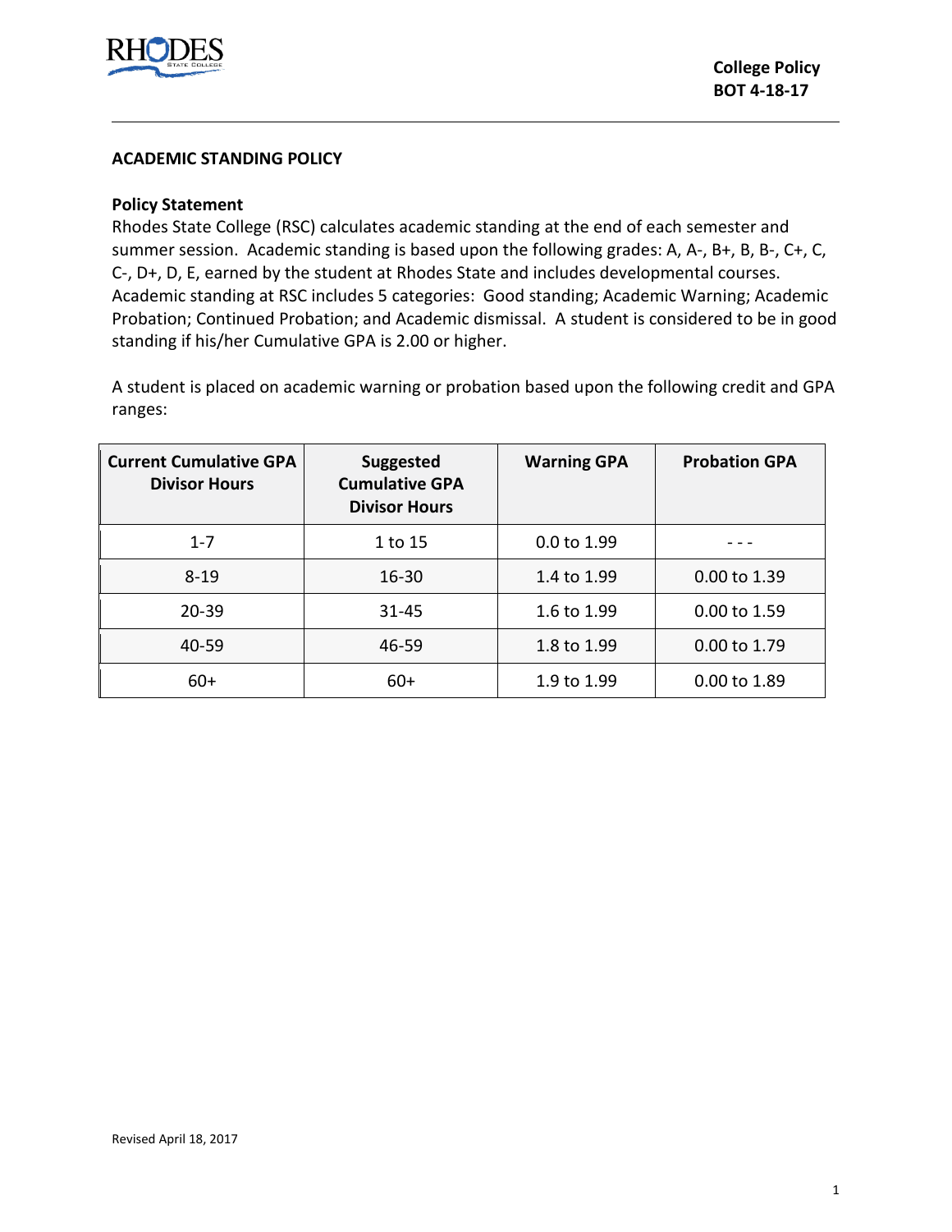**College Policy**
**BOT 4-18-17**

## ACADEMIC STANDING POLICY

### Policy Statement

Rhodes State College (RSC) calculates academic standing at the end of each semester and summer session. Academic standing is based upon the following grades: A, A-, B+, B, B-, C+, C, C-, D+, D, E, earned by the student at Rhodes State and includes developmental courses. Academic standing at RSC includes 5 categories: Good standing; Academic Warning; Academic Probation; Continued Probation; and Academic dismissal. A student is considered to be in good standing if his/her Cumulative GPA is 2.00 or higher.

A student is placed on academic warning or probation based upon the following credit and GPA ranges:

| Current Cumulative GPA Divisor Hours | Suggested Cumulative GPA Divisor Hours | Warning GPA | Probation GPA |
|---|---|---|---|
| 1-7 | 1 to 15 | 0.0 to 1.99 | - - - |
| 8-19 | 16-30 | 1.4 to 1.99 | 0.00 to 1.39 |
| 20-39 | 31-45 | 1.6 to 1.99 | 0.00 to 1.59 |
| 40-59 | 46-59 | 1.8 to 1.99 | 0.00 to 1.79 |
| 60+ | 60+ | 1.9 to 1.99 | 0.00 to 1.89 |

Revised April 18, 2017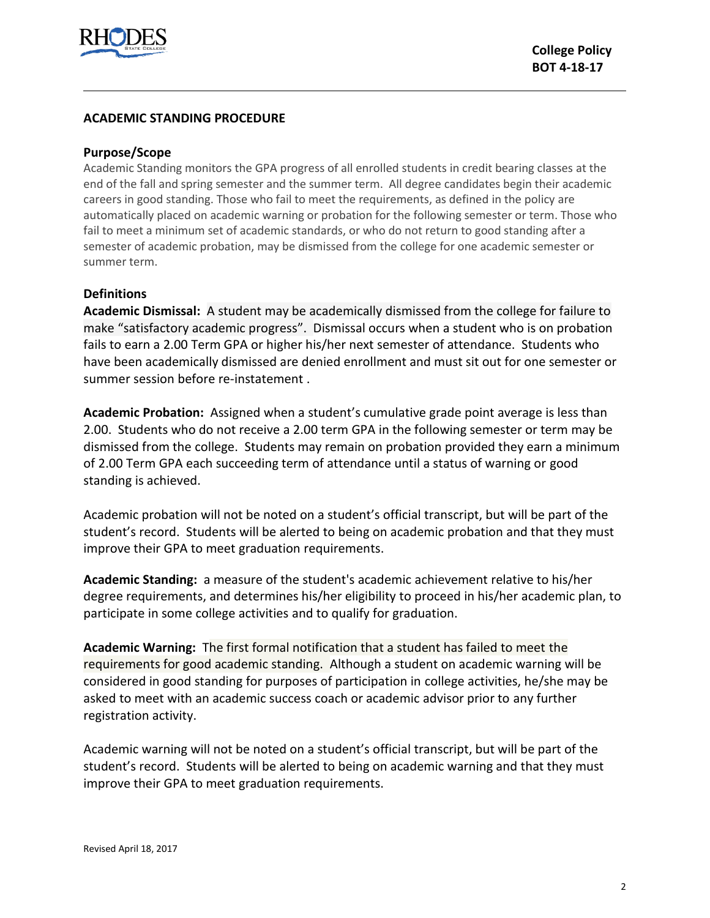## ACADEMIC STANDING PROCEDURE

### Purpose/Scope

Academic Standing monitors the GPA progress of all enrolled students in credit bearing classes at the end of the fall and spring semester and the summer term. All degree candidates begin their academic careers in good standing. Those who fail to meet the requirements, as defined in the policy are automatically placed on academic warning or probation for the following semester or term. Those who fail to meet a minimum set of academic standards, or who do not return to good standing after a semester of academic probation, may be dismissed from the college for one academic semester or summer term.

### Definitions

**Academic Dismissal:** A student may be academically dismissed from the college for failure to make "satisfactory academic progress". Dismissal occurs when a student who is on probation fails to earn a 2.00 Term GPA or higher his/her next semester of attendance. Students who have been academically dismissed are denied enrollment and must sit out for one semester or summer session before re-instatement .

**Academic Probation:** Assigned when a student's cumulative grade point average is less than 2.00. Students who do not receive a 2.00 term GPA in the following semester or term may be dismissed from the college. Students may remain on probation provided they earn a minimum of 2.00 Term GPA each succeeding term of attendance until a status of warning or good standing is achieved.

Academic probation will not be noted on a student's official transcript, but will be part of the student's record. Students will be alerted to being on academic probation and that they must improve their GPA to meet graduation requirements.

**Academic Standing:** a measure of the student's academic achievement relative to his/her degree requirements, and determines his/her eligibility to proceed in his/her academic plan, to participate in some college activities and to qualify for graduation.

**Academic Warning:** The first formal notification that a student has failed to meet the requirements for good academic standing. Although a student on academic warning will be considered in good standing for purposes of participation in college activities, he/she may be asked to meet with an academic success coach or academic advisor prior to any further registration activity.

Academic warning will not be noted on a student's official transcript, but will be part of the student's record. Students will be alerted to being on academic warning and that they must improve their GPA to meet graduation requirements.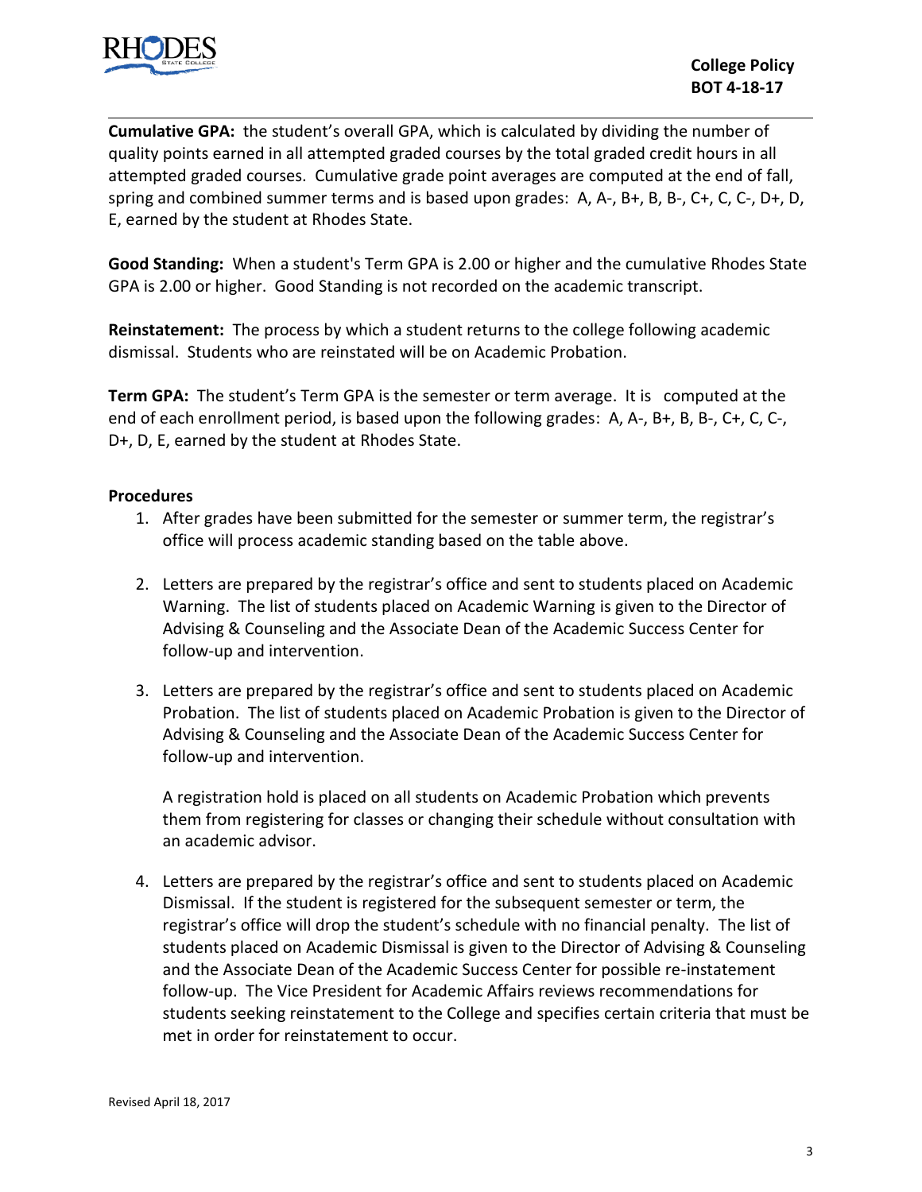**Cumulative GPA:** the student's overall GPA, which is calculated by dividing the number of quality points earned in all attempted graded courses by the total graded credit hours in all attempted graded courses. Cumulative grade point averages are computed at the end of fall, spring and combined summer terms and is based upon grades: A, A-, B+, B, B-, C+, C, C-, D+, D, E, earned by the student at Rhodes State.

**Good Standing:** When a student's Term GPA is 2.00 or higher and the cumulative Rhodes State GPA is 2.00 or higher. Good Standing is not recorded on the academic transcript.

**Reinstatement:** The process by which a student returns to the college following academic dismissal. Students who are reinstated will be on Academic Probation.

**Term GPA:** The student's Term GPA is the semester or term average. It is computed at the end of each enrollment period, is based upon the following grades: A, A-, B+, B, B-, C+, C, C-, D+, D, E, earned by the student at Rhodes State.

**Procedures**

1. After grades have been submitted for the semester or summer term, the registrar's office will process academic standing based on the table above.

2. Letters are prepared by the registrar's office and sent to students placed on Academic Warning. The list of students placed on Academic Warning is given to the Director of Advising & Counseling and the Associate Dean of the Academic Success Center for follow-up and intervention.

3. Letters are prepared by the registrar's office and sent to students placed on Academic Probation. The list of students placed on Academic Probation is given to the Director of Advising & Counseling and the Associate Dean of the Academic Success Center for follow-up and intervention.

   A registration hold is placed on all students on Academic Probation which prevents them from registering for classes or changing their schedule without consultation with an academic advisor.

4. Letters are prepared by the registrar's office and sent to students placed on Academic Dismissal. If the student is registered for the subsequent semester or term, the registrar's office will drop the student's schedule with no financial penalty. The list of students placed on Academic Dismissal is given to the Director of Advising & Counseling and the Associate Dean of the Academic Success Center for possible re-instatement follow-up. The Vice President for Academic Affairs reviews recommendations for students seeking reinstatement to the College and specifies certain criteria that must be met in order for reinstatement to occur.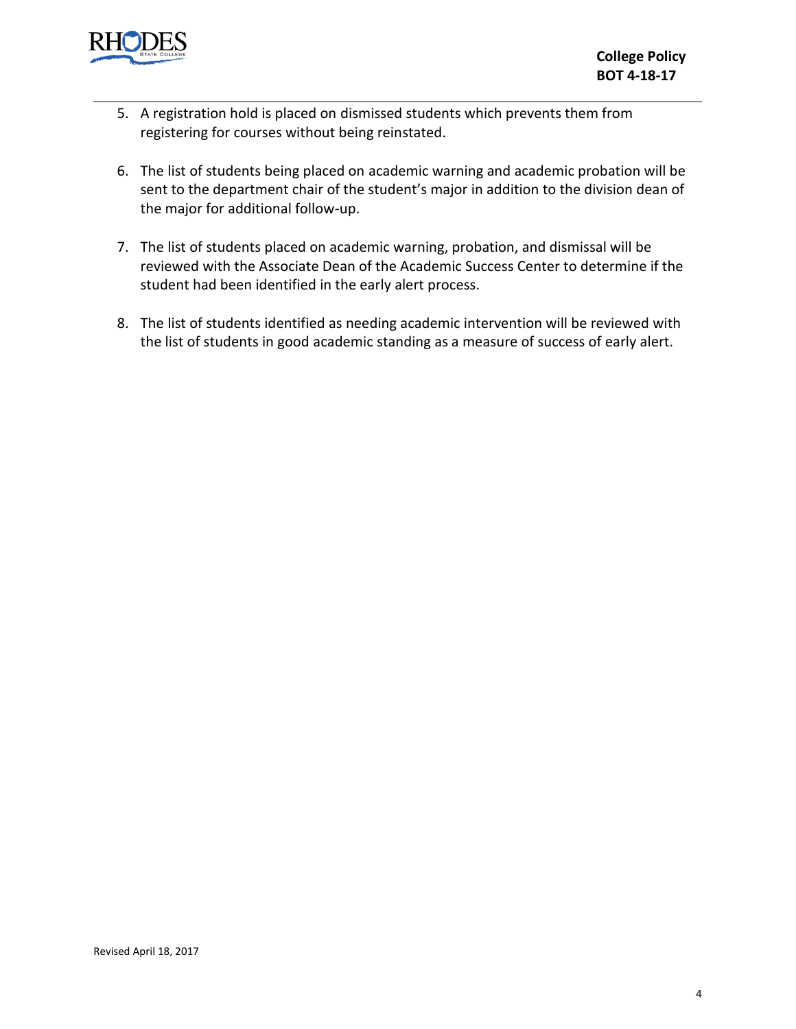5. A registration hold is placed on dismissed students which prevents them from registering for courses without being reinstated.

6. The list of students being placed on academic warning and academic probation will be sent to the department chair of the student's major in addition to the division dean of the major for additional follow-up.

7. The list of students placed on academic warning, probation, and dismissal will be reviewed with the Associate Dean of the Academic Success Center to determine if the student had been identified in the early alert process.

8. The list of students identified as needing academic intervention will be reviewed with the list of students in good academic standing as a measure of success of early alert.